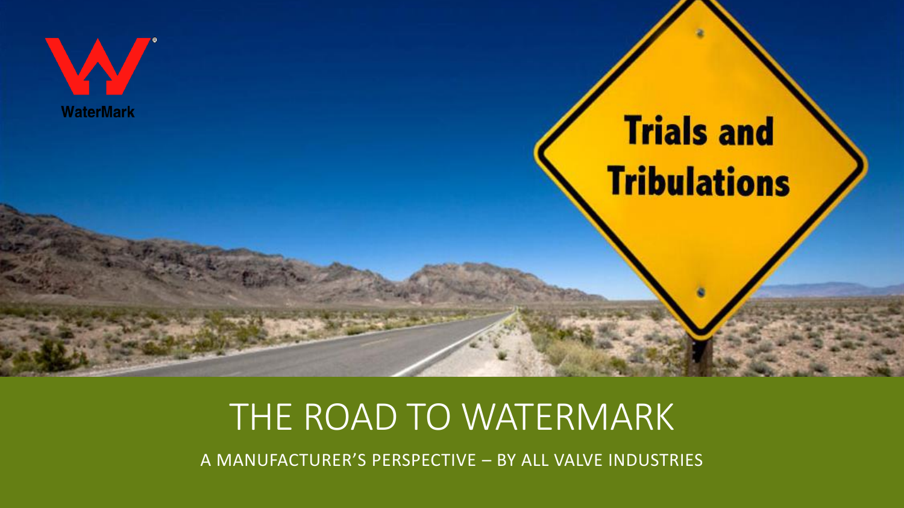WaterMark

Trials and Tribulations

# THE ROAD TO WATERMARK

A MANUFACTURER'S PERSPECTIVE – BY ALL VALVE INDUSTRIES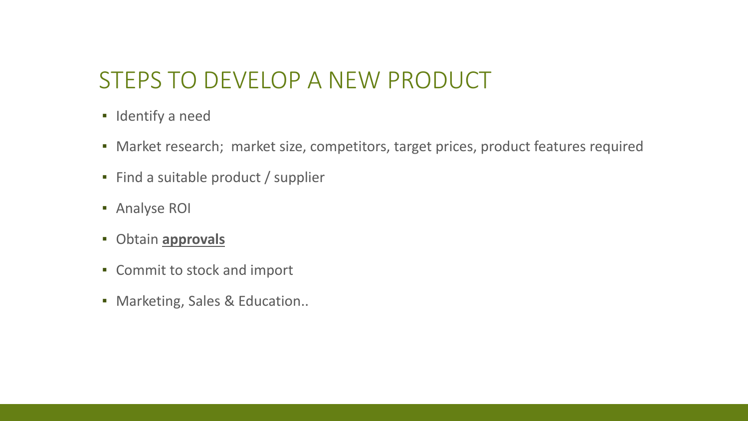# STEPS TO DEVELOP A NEW PRODUCT

- Identify a need
- Market research;  market size, competitors, target prices, product features required
- Find a suitable product / supplier
- Analyse ROI
- Obtain **approvals**
- Commit to stock and import
- Marketing, Sales & Education..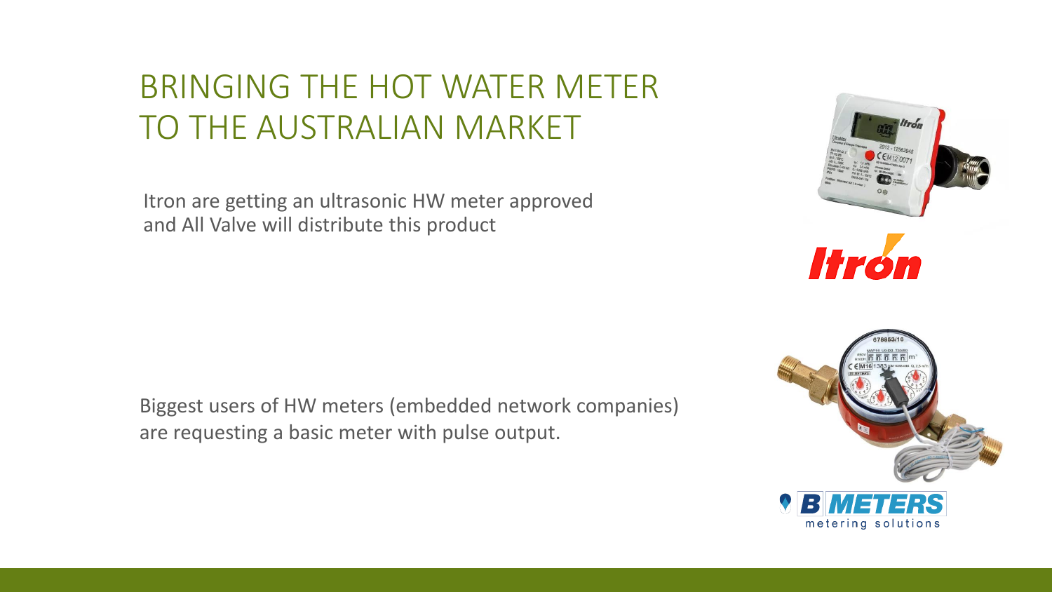# BRINGING THE HOT WATER METER TO THE AUSTRALIAN MARKET

Itron are getting an ultrasonic HW meter approved and All Valve will distribute this product

Biggest users of HW meters (embedded network companies) are requesting a basic meter with pulse output.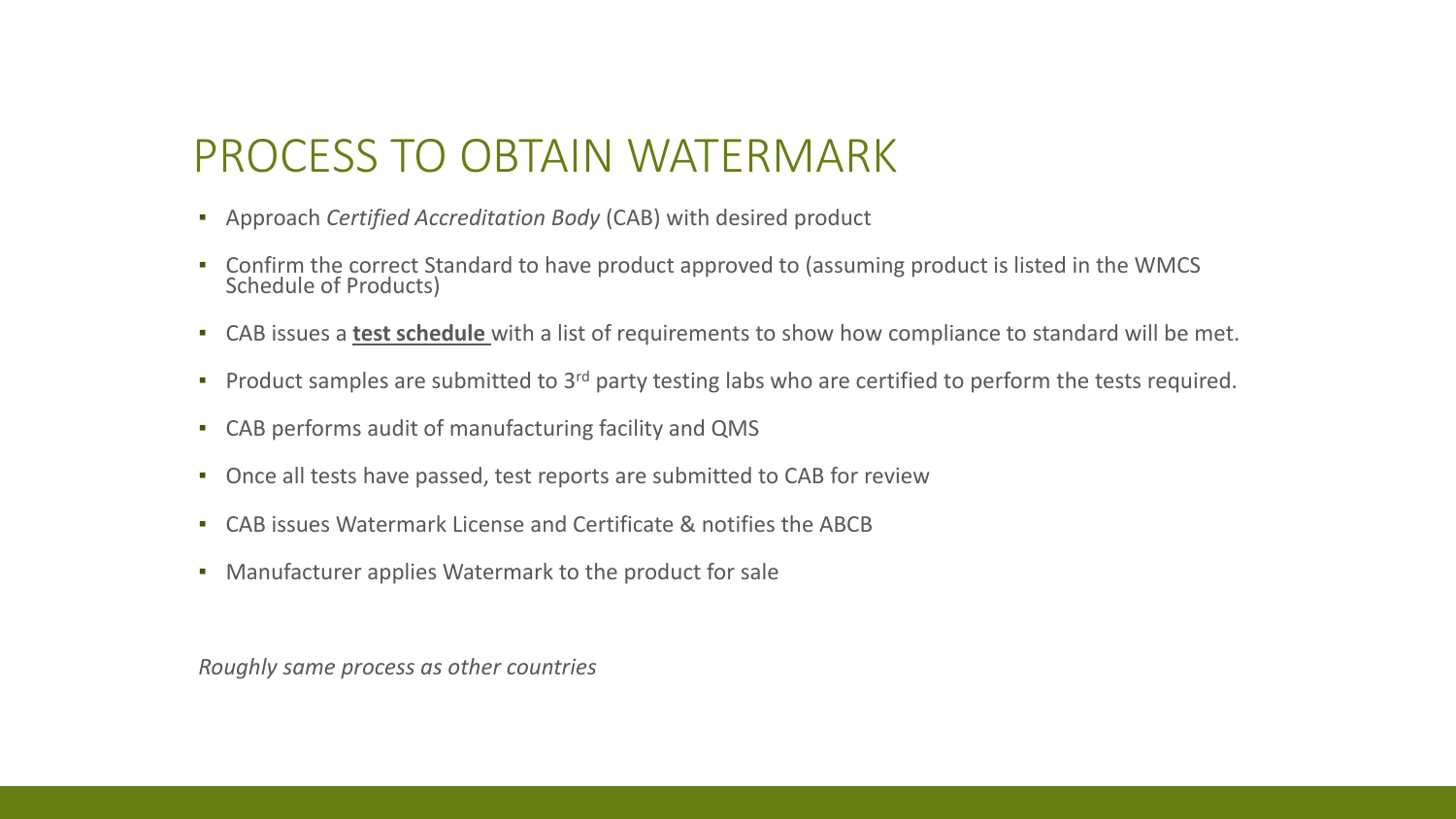# PROCESS TO OBTAIN WATERMARK

- Approach *Certified Accreditation Body* (CAB) with desired product
- Confirm the correct Standard to have product approved to (assuming product is listed in the WMCS Schedule of Products)
- CAB issues a **test schedule** with a list of requirements to show how compliance to standard will be met.
- Product samples are submitted to 3rd party testing labs who are certified to perform the tests required.
- CAB performs audit of manufacturing facility and QMS
- Once all tests have passed, test reports are submitted to CAB for review
- CAB issues Watermark License and Certificate & notifies the ABCB
- Manufacturer applies Watermark to the product for sale

*Roughly same process as other countries*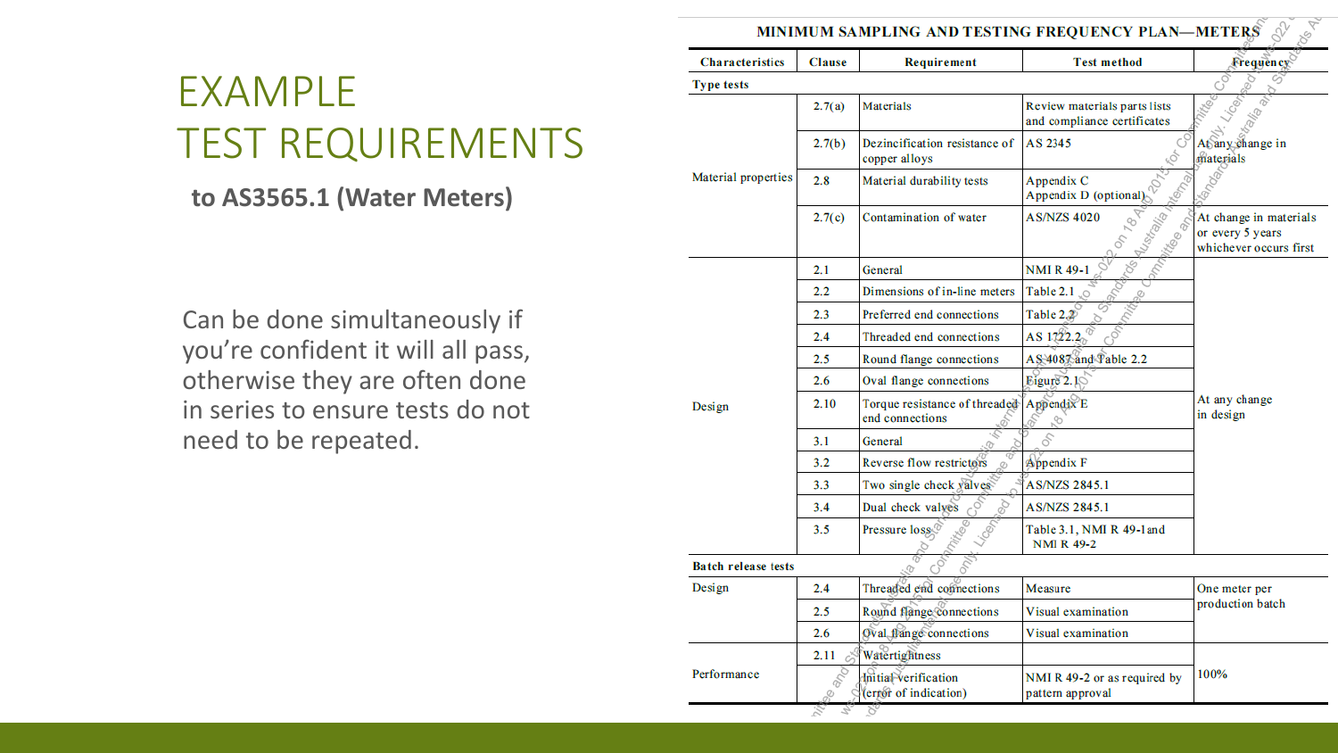# EXAMPLE TEST REQUIREMENTS

**to AS3565.1 (Water Meters)**

Can be done simultaneously if you're confident it will all pass, otherwise they are often done in series to ensure tests do not need to be repeated.

**MINIMUM SAMPLING AND TESTING FREQUENCY PLAN—METERS**

| Characteristics | Clause | Requirement | Test method | Frequency |
|---|---|---|---|---|
| **Type tests** | | | | |
| Material properties | 2.7(a) | Materials | Review materials parts lists and compliance certificates | At any change in materials |
| | 2.7(b) | Dezincification resistance of copper alloys | AS 2345 | |
| | 2.8 | Material durability tests | Appendix C<br>Appendix D (optional) | |
| | 2.7(c) | Contamination of water | AS/NZS 4020 | At change in materials or every 5 years whichever occurs first |
| Design | 2.1 | General | NMI R 49-1 | At any change in design |
| | 2.2 | Dimensions of in-line meters | Table 2.1 | |
| | 2.3 | Preferred end connections | Table 2.2 | |
| | 2.4 | Threaded end connections | AS 1722.2 | |
| | 2.5 | Round flange connections | AS 4087 and Table 2.2 | |
| | 2.6 | Oval flange connections | Figure 2.1 | |
| | 2.10 | Torque resistance of threaded end connections | Appendix E | |
| | 3.1 | General | | |
| | 3.2 | Reverse flow restrictors | Appendix F | |
| | 3.3 | Two single check valves | AS/NZS 2845.1 | |
| | 3.4 | Dual check valves | AS/NZS 2845.1 | |
| | 3.5 | Pressure loss | Table 3.1, NMI R 49-1 and NMI R 49-2 | |
| **Batch release tests** | | | | |
| Design | 2.4 | Threaded end connections | Measure | One meter per production batch |
| | 2.5 | Round flange connections | Visual examination | |
| | 2.6 | Oval flange connections | Visual examination | |
| Performance | 2.11 | Watertightness | | 100% |
| | | Initial verification (error of indication) | NMI R 49-2 or as required by pattern approval | |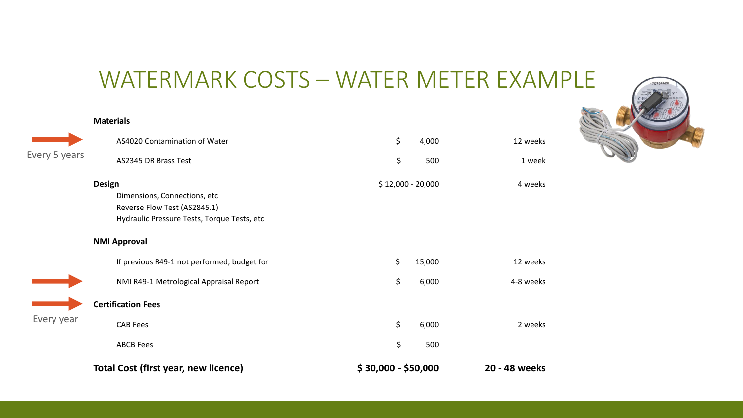# WATERMARK COSTS – WATER METER EXAMPLE

| | Item | Cost | Time |
|---|---|---|---|
| | **Materials** | | |
| Every 5 years | AS4020 Contamination of Water | $ 4,000 | 12 weeks |
| | AS2345 DR Brass Test | $ 500 | 1 week |
| | **Design**<br>Dimensions, Connections, etc<br>Reverse Flow Test (AS2845.1)<br>Hydraulic Pressure Tests, Torque Tests, etc | $ 12,000 - 20,000 | 4 weeks |
| | **NMI Approval** | | |
| | If previous R49-1 not performed, budget for | $ 15,000 | 12 weeks |
| → | NMI R49-1 Metrological Appraisal Report | $ 6,000 | 4-8 weeks |
| Every year | **Certification Fees** | | |
| | CAB Fees | $ 6,000 | 2 weeks |
| | ABCB Fees | $ 500 | |
| | **Total Cost (first year, new licence)** | **$ 30,000 - $50,000** | **20 - 48 weeks** |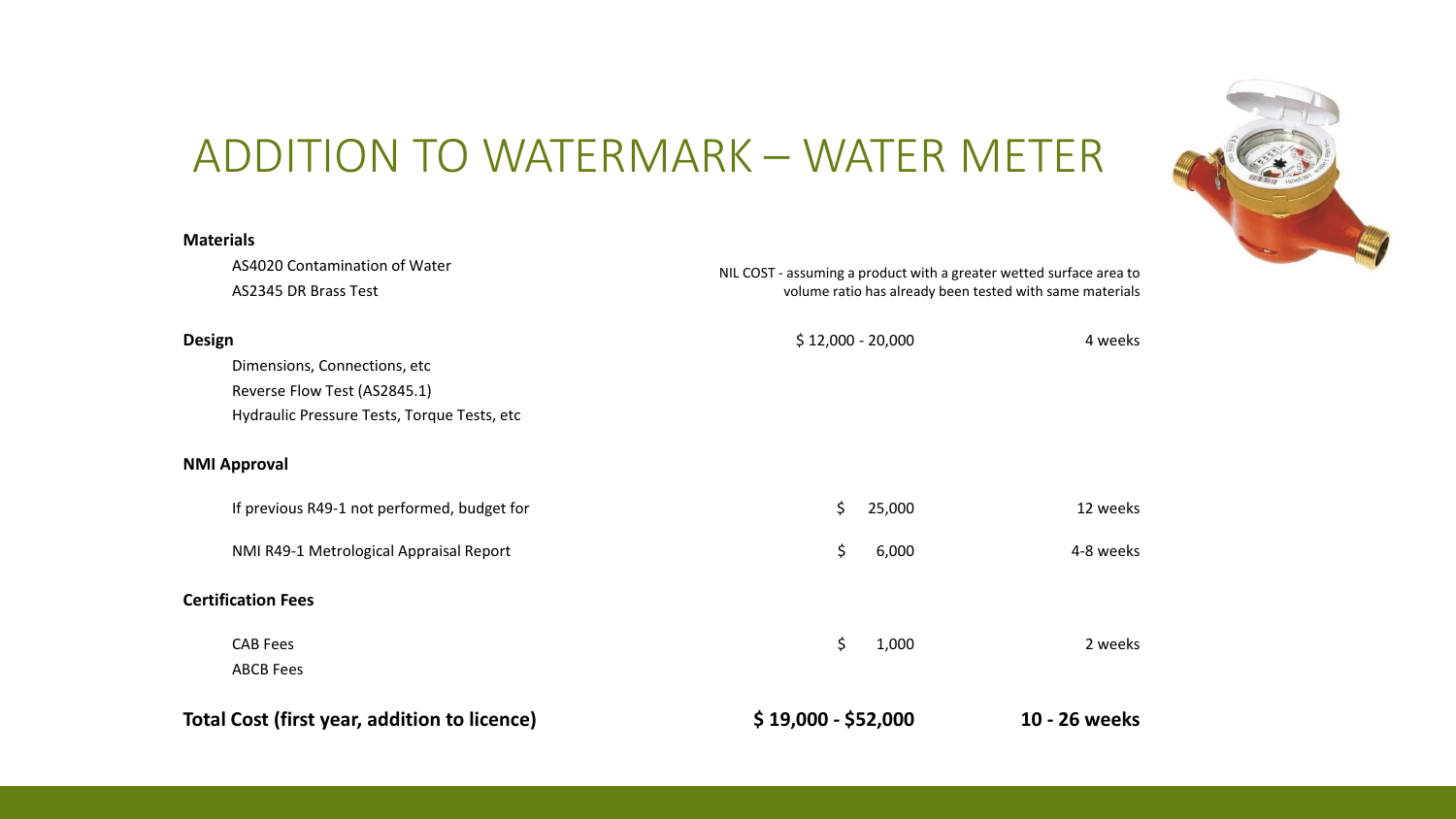# ADDITION TO WATERMARK – WATER METER

| | Cost | Time |
|---|---|---|
| **Materials** | | |
| AS4020 Contamination of Water | NIL COST - assuming a product with a greater wetted surface area to volume ratio has already been tested with same materials | |
| AS2345 DR Brass Test | | |
| **Design** | $ 12,000 - 20,000 | 4 weeks |
| Dimensions, Connections, etc | | |
| Reverse Flow Test (AS2845.1) | | |
| Hydraulic Pressure Tests, Torque Tests, etc | | |
| **NMI Approval** | | |
| If previous R49-1 not performed, budget for | $ 25,000 | 12 weeks |
| NMI R49-1 Metrological Appraisal Report | $ 6,000 | 4-8 weeks |
| **Certification Fees** | | |
| CAB Fees | $ 1,000 | 2 weeks |
| ABCB Fees | | |
| **Total Cost (first year, addition to licence)** | **$ 19,000 - $52,000** | **10 - 26 weeks** |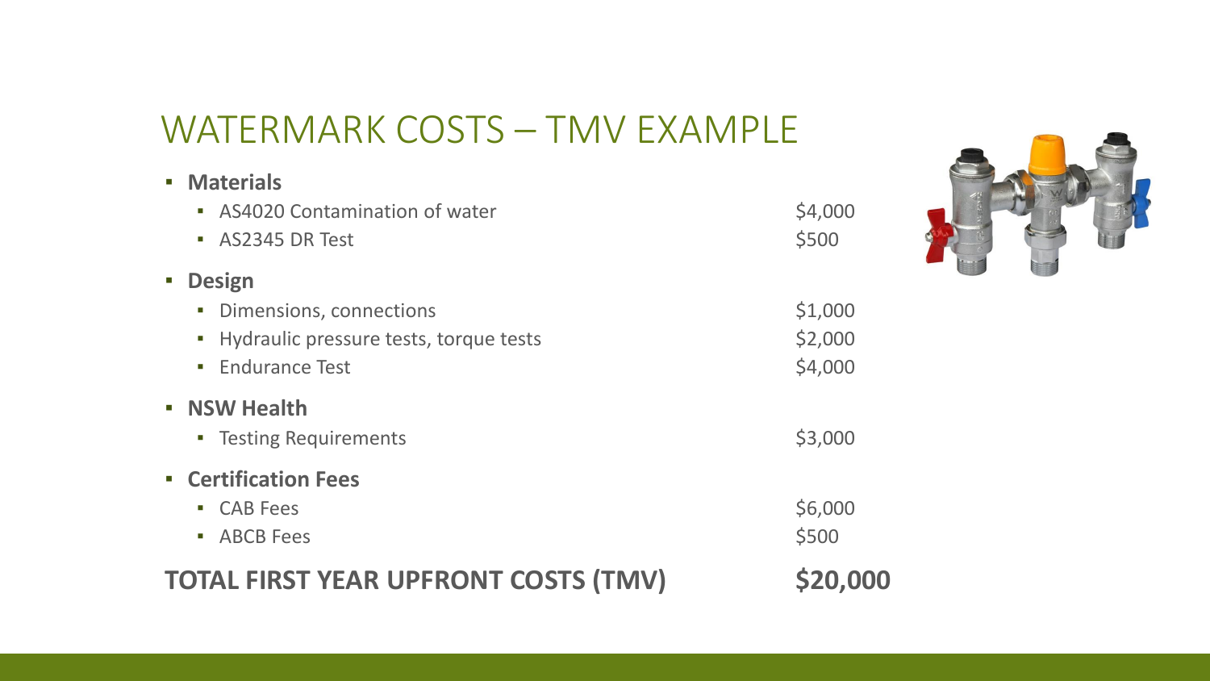# WATERMARK COSTS – TMV EXAMPLE

- **Materials**
  - AS4020 Contamination of water — $4,000
  - AS2345 DR Test — $500
- **Design**
  - Dimensions, connections — $1,000
  - Hydraulic pressure tests, torque tests — $2,000
  - Endurance Test — $4,000
- **NSW Health**
  - Testing Requirements — $3,000
- **Certification Fees**
  - CAB Fees — $6,000
  - ABCB Fees — $500

**TOTAL FIRST YEAR UPFRONT COSTS (TMV) — $20,000**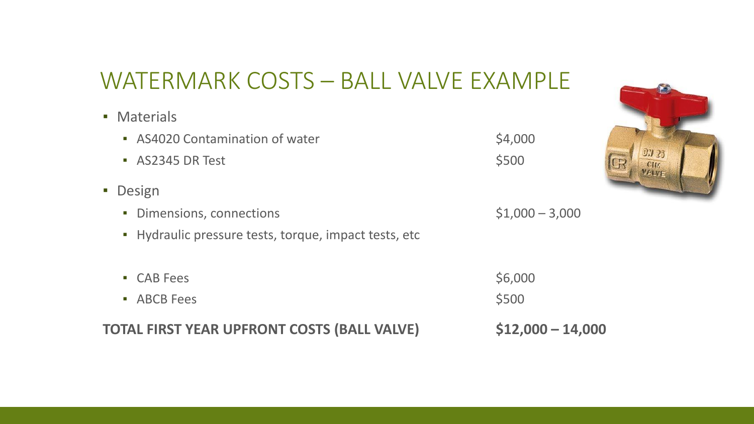# WATERMARK COSTS – BALL VALVE EXAMPLE

- Materials
  - AS4020 Contamination of water — $4,000
  - AS2345 DR Test — $500
- Design
  - Dimensions, connections — $1,000 – 3,000
  - Hydraulic pressure tests, torque, impact tests, etc
  - CAB Fees — $6,000
  - ABCB Fees — $500

**TOTAL FIRST YEAR UPFRONT COSTS (BALL VALVE) — $12,000 – 14,000**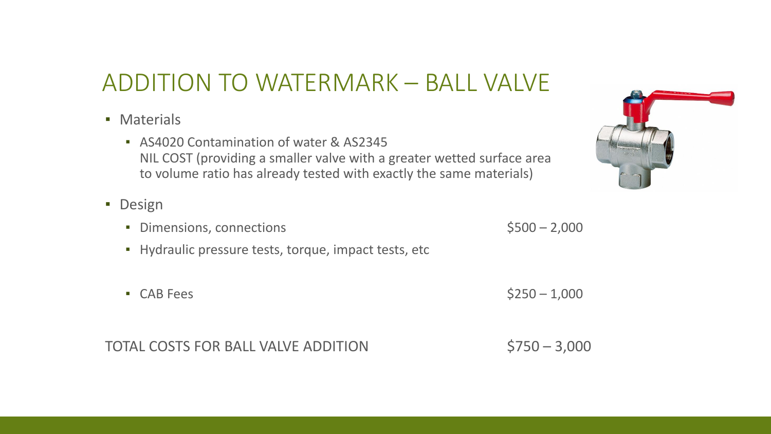# ADDITION TO WATERMARK – BALL VALVE

- Materials
  - AS4020 Contamination of water & AS2345
    NIL COST (providing a smaller valve with a greater wetted surface area to volume ratio has already tested with exactly the same materials)
- Design
  - Dimensions, connections — $500 – 2,000
  - Hydraulic pressure tests, torque, impact tests, etc
  - CAB Fees — $250 – 1,000

TOTAL COSTS FOR BALL VALVE ADDITION — $750 – 3,000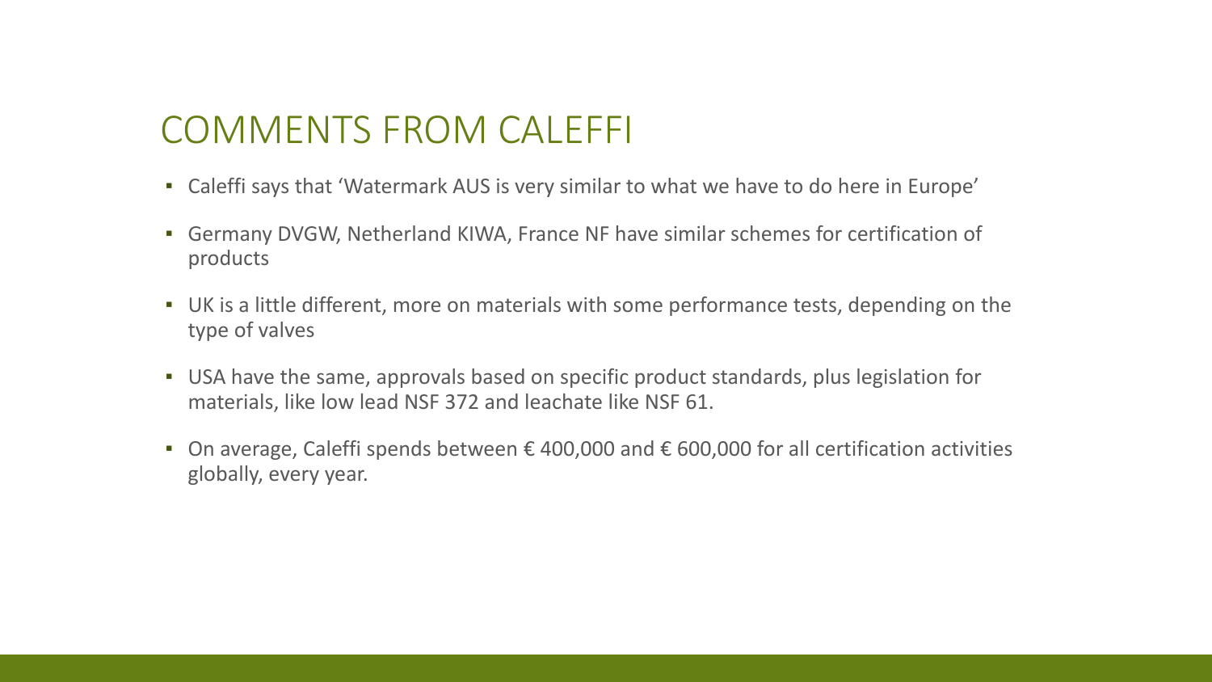# COMMENTS FROM CALEFFI

- Caleffi says that 'Watermark AUS is very similar to what we have to do here in Europe'
- Germany DVGW, Netherland KIWA, France NF have similar schemes for certification of products
- UK is a little different, more on materials with some performance tests, depending on the type of valves
- USA have the same, approvals based on specific product standards, plus legislation for materials, like low lead NSF 372 and leachate like NSF 61.
- On average, Caleffi spends between € 400,000 and € 600,000 for all certification activities globally, every year.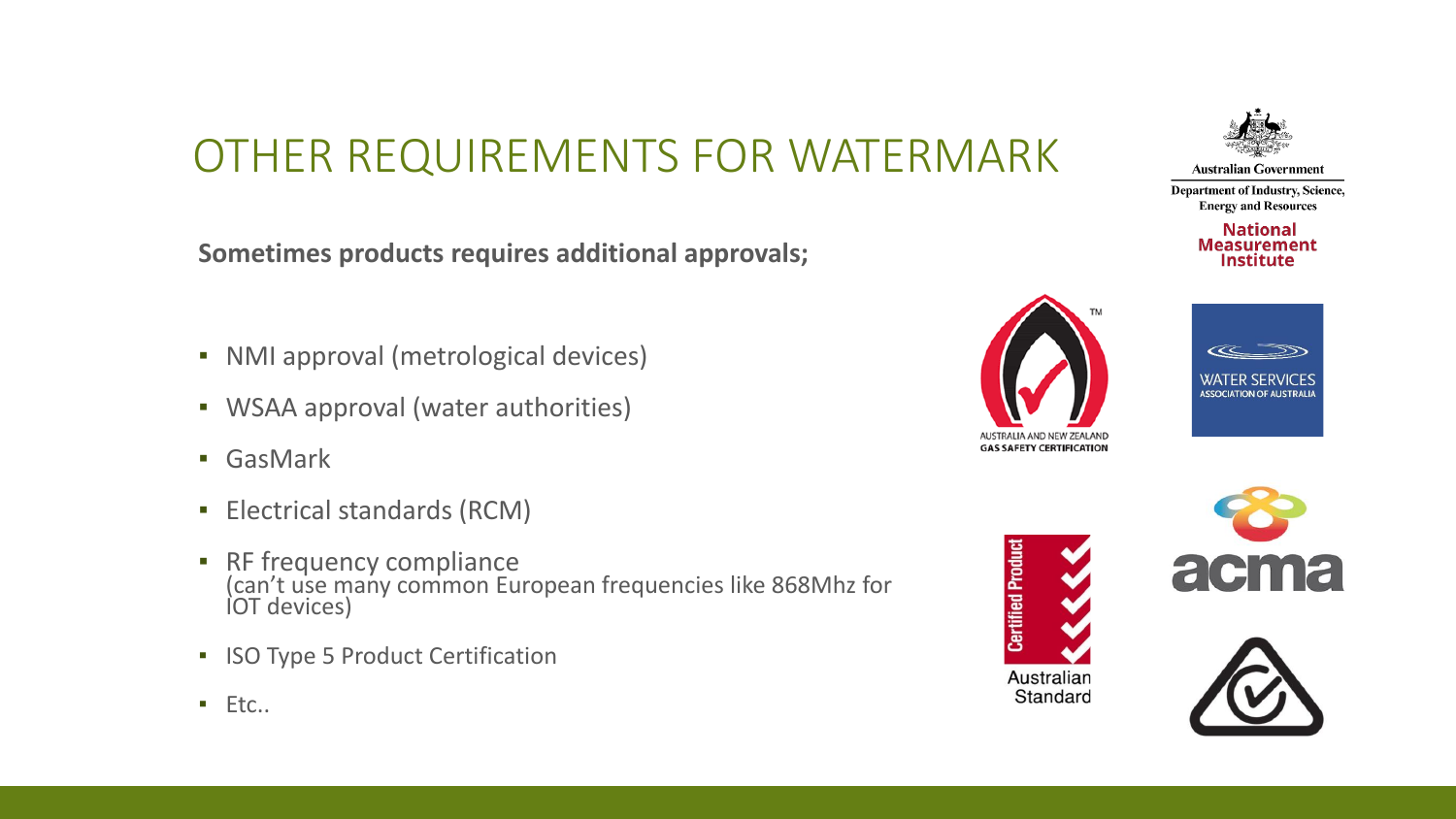# OTHER REQUIREMENTS FOR WATERMARK

**Sometimes products requires additional approvals;**

- NMI approval (metrological devices)
- WSAA approval (water authorities)
- GasMark
- Electrical standards (RCM)
- RF frequency compliance
  (can't use many common European frequencies like 868Mhz for IOT devices)
- ISO Type 5 Product Certification
- Etc..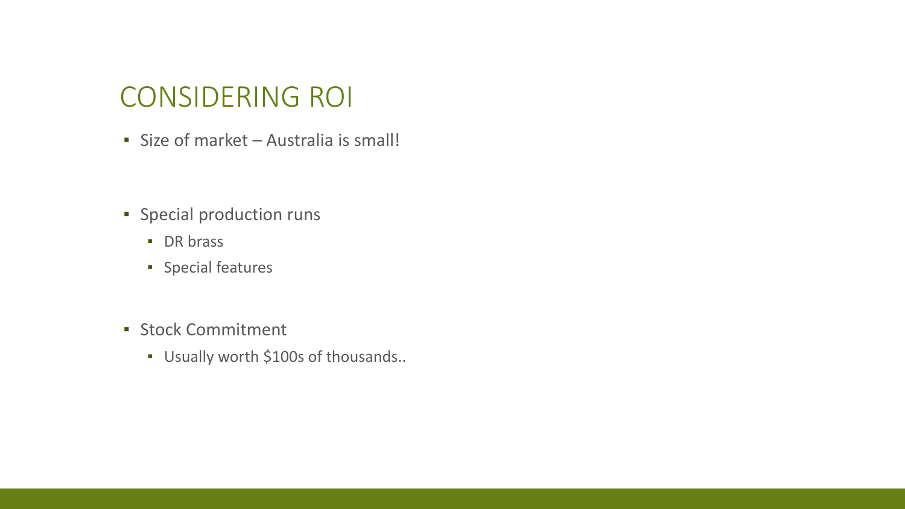# CONSIDERING ROI

- Size of market – Australia is small!

- Special production runs
  - DR brass
  - Special features

- Stock Commitment
  - Usually worth $100s of thousands..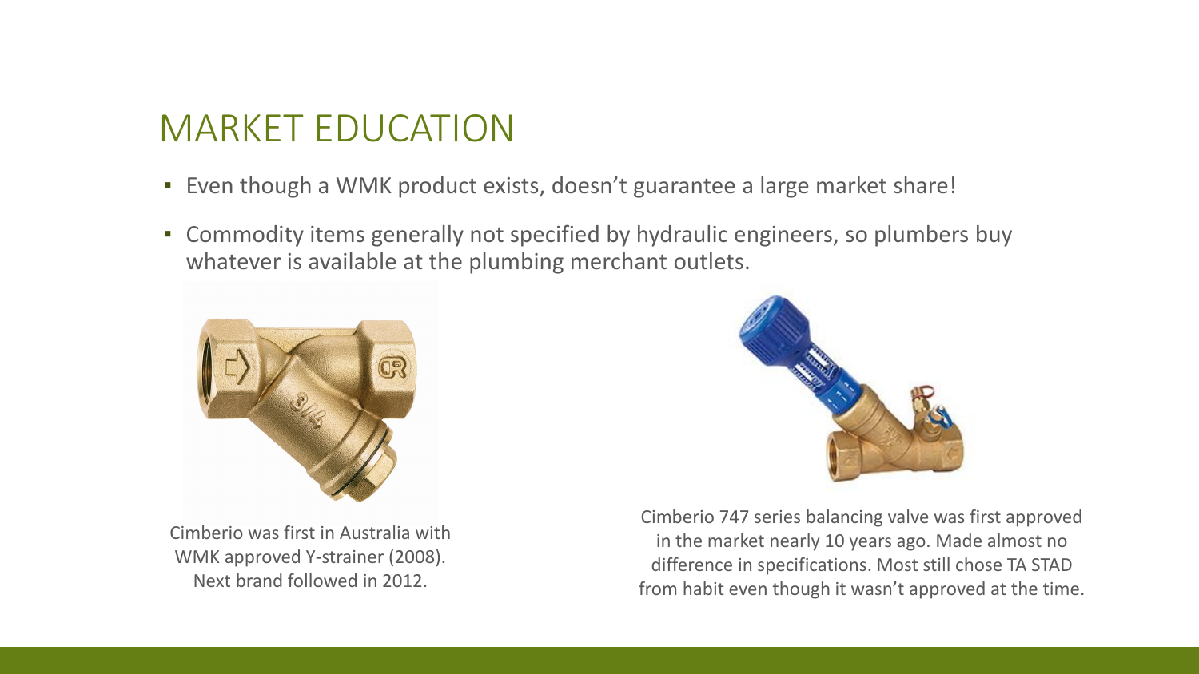# MARKET EDUCATION

- Even though a WMK product exists, doesn't guarantee a large market share!
- Commodity items generally not specified by hydraulic engineers, so plumbers buy whatever is available at the plumbing merchant outlets.

Cimberio was first in Australia with WMK approved Y-strainer (2008). Next brand followed in 2012.

Cimberio 747 series balancing valve was first approved in the market nearly 10 years ago. Made almost no difference in specifications. Most still chose TA STAD from habit even though it wasn't approved at the time.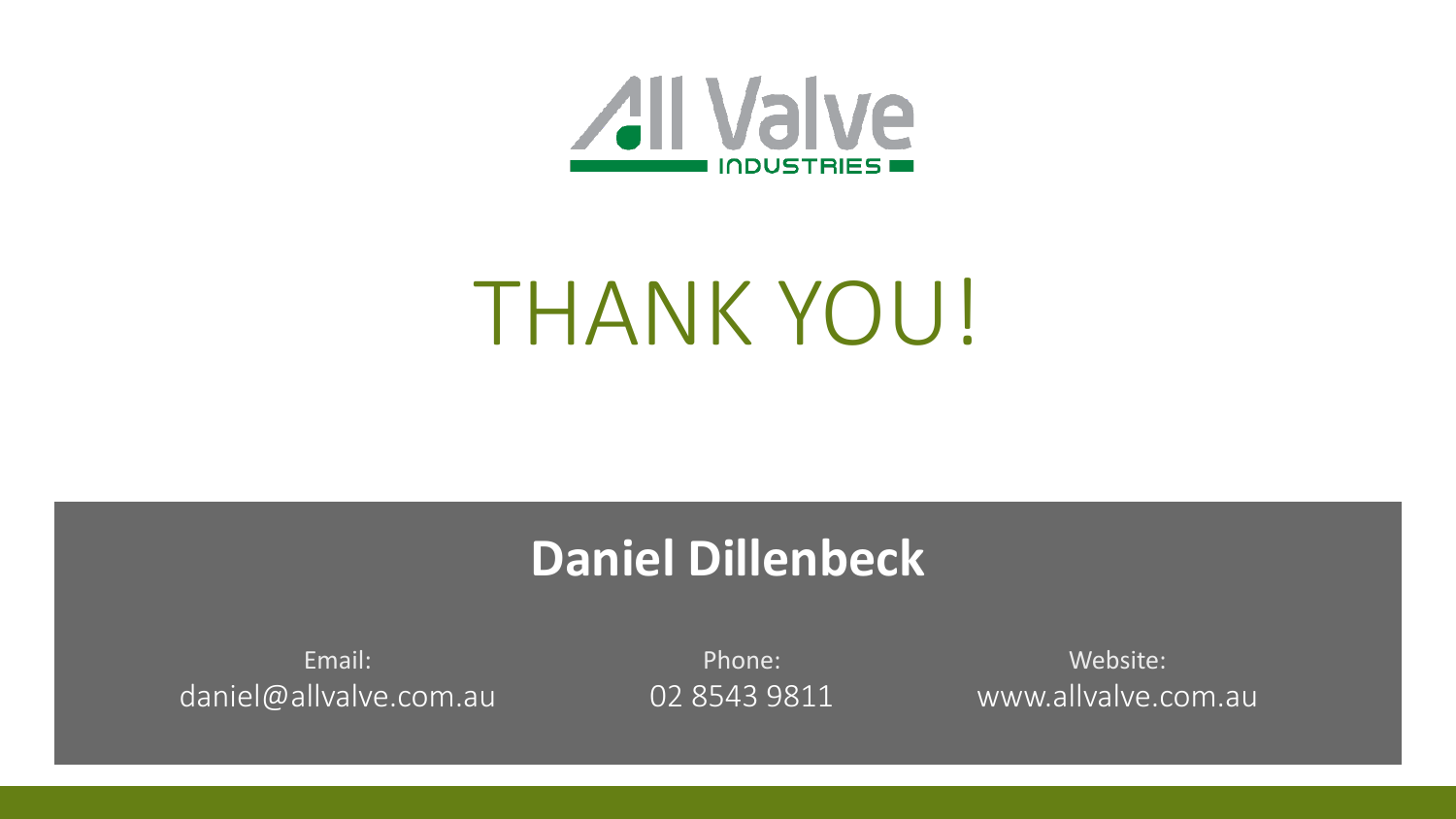All Valve INDUSTRIES

# THANK YOU!

**Daniel Dillenbeck**

Email:
daniel@allvalve.com.au

Phone:
02 8543 9811

Website:
www.allvalve.com.au